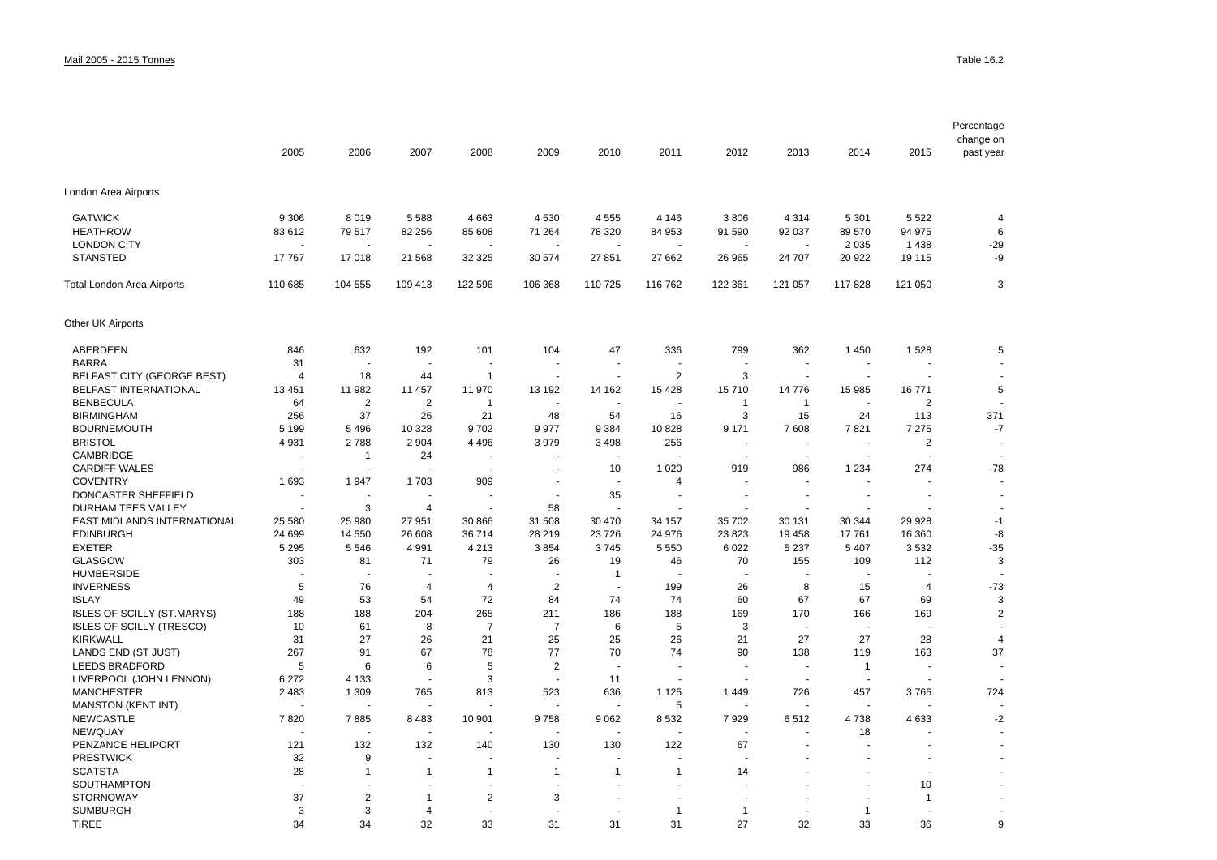Mail 2005 - 2015 Tonnes

Table 16.2

| | 2005 | 2006 | 2007 | 2008 | 2009 | 2010 | 2011 | 2012 | 2013 | 2014 | 2015 | Percentage change on past year |
|---|---|---|---|---|---|---|---|---|---|---|---|---|
| London Area Airports | | | | | | | | | | | | |
| GATWICK | 9 306 | 8 019 | 5 588 | 4 663 | 4 530 | 4 555 | 4 146 | 3 806 | 4 314 | 5 301 | 5 522 | 4 |
| HEATHROW | 83 612 | 79 517 | 82 256 | 85 608 | 71 264 | 78 320 | 84 953 | 91 590 | 92 037 | 89 570 | 94 975 | 6 |
| LONDON CITY | - | - | - | - | - | - | - | - | - | 2 035 | 1 438 | -29 |
| STANSTED | 17 767 | 17 018 | 21 568 | 32 325 | 30 574 | 27 851 | 27 662 | 26 965 | 24 707 | 20 922 | 19 115 | -9 |
| Total London Area Airports | 110 685 | 104 555 | 109 413 | 122 596 | 106 368 | 110 725 | 116 762 | 122 361 | 121 057 | 117 828 | 121 050 | 3 |
| Other UK Airports | | | | | | | | | | | | |
| ABERDEEN | 846 | 632 | 192 | 101 | 104 | 47 | 336 | 799 | 362 | 1 450 | 1 528 | 5 |
| BARRA | 31 | - | - | - | - | - | - | - | - | - | - | - |
| BELFAST CITY (GEORGE BEST) | 4 | 18 | 44 | 1 | - | - | 2 | 3 | - | - | - | - |
| BELFAST INTERNATIONAL | 13 451 | 11 982 | 11 457 | 11 970 | 13 192 | 14 162 | 15 428 | 15 710 | 14 776 | 15 985 | 16 771 | 5 |
| BENBECULA | 64 | 2 | 2 | 1 | - | - | - | 1 | 1 | - | 2 | - |
| BIRMINGHAM | 256 | 37 | 26 | 21 | 48 | 54 | 16 | 3 | 15 | 24 | 113 | 371 |
| BOURNEMOUTH | 5 199 | 5 496 | 10 328 | 9 702 | 9 977 | 9 384 | 10 828 | 9 171 | 7 608 | 7 821 | 7 275 | -7 |
| BRISTOL | 4 931 | 2 788 | 2 904 | 4 496 | 3 979 | 3 498 | 256 | - | - | - | 2 | - |
| CAMBRIDGE | - | 1 | 24 | - | - | - | - | - | - | - | - | - |
| CARDIFF WALES | - | - | - | - | - | 10 | 1 020 | 919 | 986 | 1 234 | 274 | -78 |
| COVENTRY | 1 693 | 1 947 | 1 703 | 909 | - | - | 4 | - | - | - | - | - |
| DONCASTER SHEFFIELD | - | - | - | - | - | 35 | - | - | - | - | - | - |
| DURHAM TEES VALLEY | - | 3 | 4 | - | 58 | - | - | - | - | - | - | - |
| EAST MIDLANDS INTERNATIONAL | 25 580 | 25 980 | 27 951 | 30 866 | 31 508 | 30 470 | 34 157 | 35 702 | 30 131 | 30 344 | 29 928 | -1 |
| EDINBURGH | 24 699 | 14 550 | 26 608 | 36 714 | 28 219 | 23 726 | 24 976 | 23 823 | 19 458 | 17 761 | 16 360 | -8 |
| EXETER | 5 295 | 5 546 | 4 991 | 4 213 | 3 854 | 3 745 | 5 550 | 6 022 | 5 237 | 5 407 | 3 532 | -35 |
| GLASGOW | 303 | 81 | 71 | 79 | 26 | 19 | 46 | 70 | 155 | 109 | 112 | 3 |
| HUMBERSIDE | - | - | - | - | - | 1 | - | - | - | - | - | - |
| INVERNESS | 5 | 76 | 4 | 4 | 2 | - | 199 | 26 | 8 | 15 | 4 | -73 |
| ISLAY | 49 | 53 | 54 | 72 | 84 | 74 | 74 | 60 | 67 | 67 | 69 | 3 |
| ISLES OF SCILLY (ST.MARYS) | 188 | 188 | 204 | 265 | 211 | 186 | 188 | 169 | 170 | 166 | 169 | 2 |
| ISLES OF SCILLY (TRESCO) | 10 | 61 | 8 | 7 | 7 | 6 | 5 | 3 | - | - | - | - |
| KIRKWALL | 31 | 27 | 26 | 21 | 25 | 25 | 26 | 21 | 27 | 27 | 28 | 4 |
| LANDS END (ST JUST) | 267 | 91 | 67 | 78 | 77 | 70 | 74 | 90 | 138 | 119 | 163 | 37 |
| LEEDS BRADFORD | 5 | 6 | 6 | 5 | 2 | - | - | - | - | 1 | - | - |
| LIVERPOOL (JOHN LENNON) | 6 272 | 4 133 | - | 3 | - | 11 | - | - | - | - | - | - |
| MANCHESTER | 2 483 | 1 309 | 765 | 813 | 523 | 636 | 1 125 | 1 449 | 726 | 457 | 3 765 | 724 |
| MANSTON (KENT INT) | - | - | - | - | - | - | 5 | - | - | - | - | - |
| NEWCASTLE | 7 820 | 7 885 | 8 483 | 10 901 | 9 758 | 9 062 | 8 532 | 7 929 | 6 512 | 4 738 | 4 633 | -2 |
| NEWQUAY | - | - | - | - | - | - | - | - | - | 18 | - | - |
| PENZANCE HELIPORT | 121 | 132 | 132 | 140 | 130 | 130 | 122 | 67 | - | - | - | - |
| PRESTWICK | 32 | 9 | - | - | - | - | - | - | - | - | - | - |
| SCATSTA | 28 | 1 | 1 | 1 | 1 | 1 | 1 | 14 | - | - | - | - |
| SOUTHAMPTON | - | - | - | - | - | - | - | - | - | - | 10 | - |
| STORNOWAY | 37 | 2 | 1 | 2 | 3 | - | - | - | - | - | 1 | - |
| SUMBURGH | 3 | 3 | 4 | - | - | - | 1 | 1 | - | 1 | - | - |
| TIREE | 34 | 34 | 32 | 33 | 31 | 31 | 31 | 27 | 32 | 33 | 36 | 9 |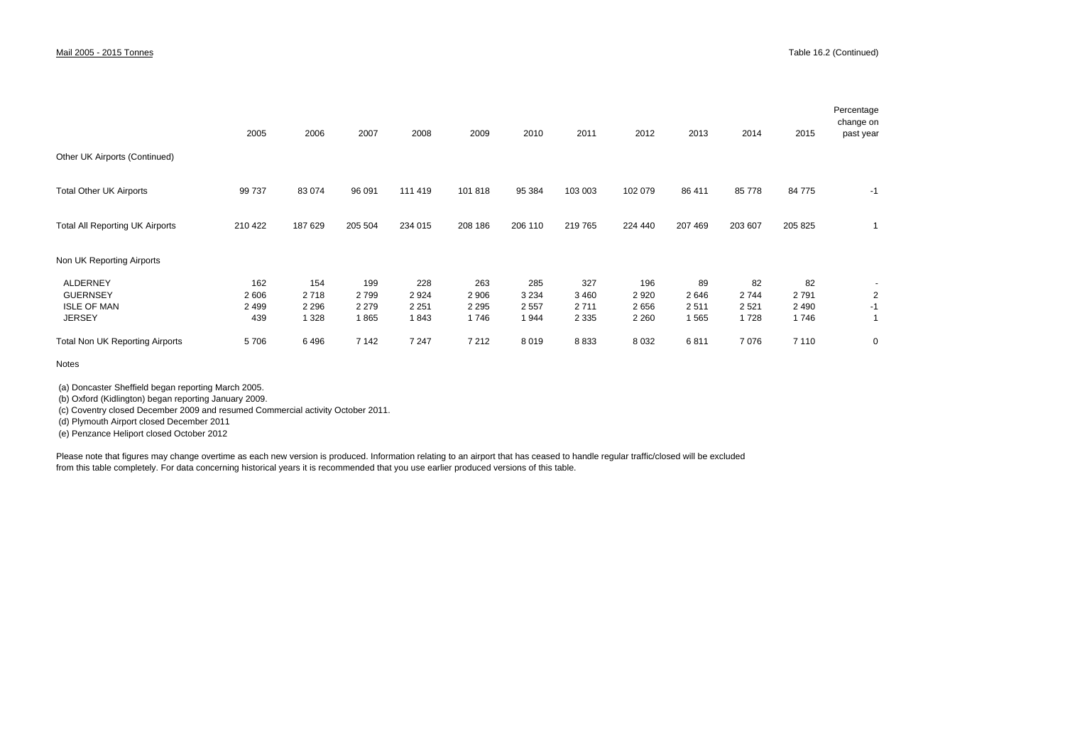Mail 2005 - 2015 Tonnes

Table 16.2 (Continued)

| | 2005 | 2006 | 2007 | 2008 | 2009 | 2010 | 2011 | 2012 | 2013 | 2014 | 2015 | Percentage change on past year |
|---|---|---|---|---|---|---|---|---|---|---|---|---|
| Other UK Airports (Continued) | | | | | | | | | | | | |
| Total Other UK Airports | 99 737 | 83 074 | 96 091 | 111 419 | 101 818 | 95 384 | 103 003 | 102 079 | 86 411 | 85 778 | 84 775 | -1 |
| Total All Reporting UK Airports | 210 422 | 187 629 | 205 504 | 234 015 | 208 186 | 206 110 | 219 765 | 224 440 | 207 469 | 203 607 | 205 825 | 1 |
| Non UK Reporting Airports | | | | | | | | | | | | |
| ALDERNEY | 162 | 154 | 199 | 228 | 263 | 285 | 327 | 196 | 89 | 82 | 82 | - |
| GUERNSEY | 2 606 | 2 718 | 2 799 | 2 924 | 2 906 | 3 234 | 3 460 | 2 920 | 2 646 | 2 744 | 2 791 | 2 |
| ISLE OF MAN | 2 499 | 2 296 | 2 279 | 2 251 | 2 295 | 2 557 | 2 711 | 2 656 | 2 511 | 2 521 | 2 490 | -1 |
| JERSEY | 439 | 1 328 | 1 865 | 1 843 | 1 746 | 1 944 | 2 335 | 2 260 | 1 565 | 1 728 | 1 746 | 1 |
| Total Non UK Reporting Airports | 5 706 | 6 496 | 7 142 | 7 247 | 7 212 | 8 019 | 8 833 | 8 032 | 6 811 | 7 076 | 7 110 | 0 |

Notes

(a) Doncaster Sheffield began reporting March 2005.

(b) Oxford (Kidlington) began reporting January 2009.

(c) Coventry closed December 2009 and resumed Commercial activity October 2011.

(d) Plymouth Airport closed December 2011

(e) Penzance Heliport closed October 2012

Please note that figures may change overtime as each new version is produced. Information relating to an airport that has ceased to handle regular traffic/closed will be excluded from this table completely. For data concerning historical years it is recommended that you use earlier produced versions of this table.